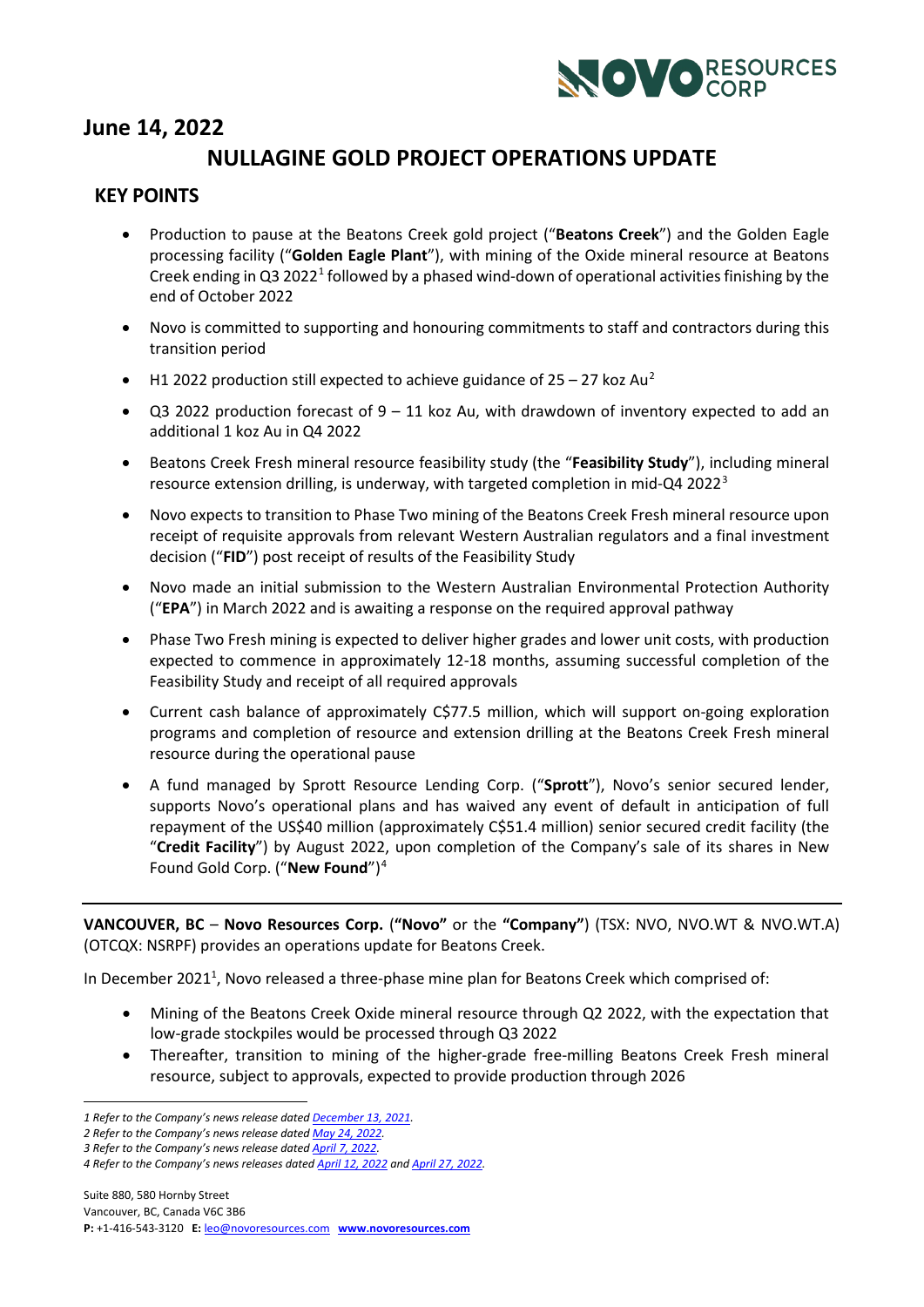## June 14, 2022

# NULLAGINE GOLD PROJECT OPERATIONS UPDATE

## KEY POINTS

- Production to pause at the Beatons Creek gold project ("**Beatons Creek**") and the Golden Eagle processing facility ("**Golden Eagle Plant**"), with mining of the Oxide mineral resource at Beatons Creek ending in Q3 2022[1] followed by a phased wind-down of operational activities finishing by the end of October 2022
- Novo is committed to supporting and honouring commitments to staff and contractors during this transition period
- H1 2022 production still expected to achieve guidance of 25 – 27 koz Au[2]
- Q3 2022 production forecast of 9 – 11 koz Au, with drawdown of inventory expected to add an additional 1 koz Au in Q4 2022
- Beatons Creek Fresh mineral resource feasibility study (the "**Feasibility Study**"), including mineral resource extension drilling, is underway, with targeted completion in mid-Q4 2022[3]
- Novo expects to transition to Phase Two mining of the Beatons Creek Fresh mineral resource upon receipt of requisite approvals from relevant Western Australian regulators and a final investment decision ("**FID**") post receipt of results of the Feasibility Study
- Novo made an initial submission to the Western Australian Environmental Protection Authority ("**EPA**") in March 2022 and is awaiting a response on the required approval pathway
- Phase Two Fresh mining is expected to deliver higher grades and lower unit costs, with production expected to commence in approximately 12-18 months, assuming successful completion of the Feasibility Study and receipt of all required approvals
- Current cash balance of approximately C$77.5 million, which will support on-going exploration programs and completion of resource and extension drilling at the Beatons Creek Fresh mineral resource during the operational pause
- A fund managed by Sprott Resource Lending Corp. ("**Sprott**"), Novo's senior secured lender, supports Novo's operational plans and has waived any event of default in anticipation of full repayment of the US$40 million (approximately C$51.4 million) senior secured credit facility (the "**Credit Facility**") by August 2022, upon completion of the Company's sale of its shares in New Found Gold Corp. ("**New Found**")[4]

---

**VANCOUVER, BC** – **Novo Resources Corp.** (**"Novo"** or the **"Company"**) (TSX: NVO, NVO.WT & NVO.WT.A) (OTCQX: NSRPF) provides an operations update for Beatons Creek.

In December 2021[1], Novo released a three-phase mine plan for Beatons Creek which comprised of:

- Mining of the Beatons Creek Oxide mineral resource through Q2 2022, with the expectation that low-grade stockpiles would be processed through Q3 2022
- Thereafter, transition to mining of the higher-grade free-milling Beatons Creek Fresh mineral resource, subject to approvals, expected to provide production through 2026

---

*1 Refer to the Company's news release dated December 13, 2021.*
*2 Refer to the Company's news release dated May 24, 2022.*
*3 Refer to the Company's news release dated April 7, 2022.*
*4 Refer to the Company's news releases dated April 12, 2022 and April 27, 2022.*

Suite 880, 580 Hornby Street
Vancouver, BC, Canada V6C 3B6
**P:** +1-416-543-3120 **E:** leo@novoresources.com **www.novoresources.com**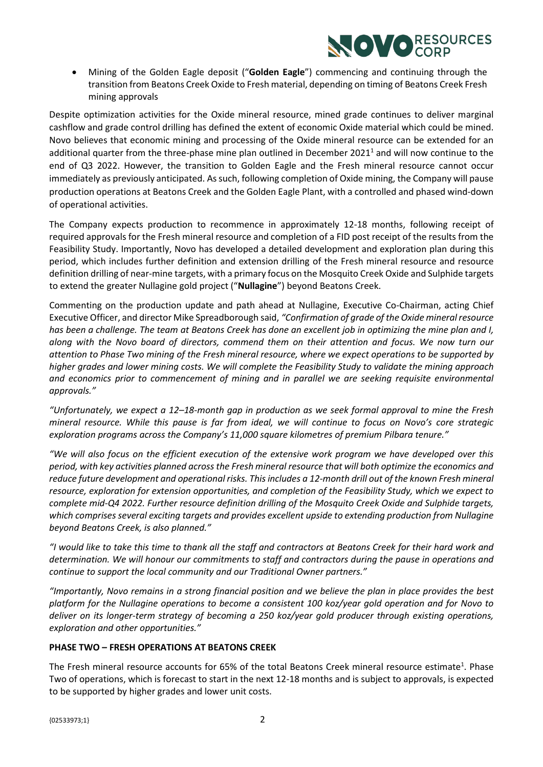- Mining of the Golden Eagle deposit ("**Golden Eagle**") commencing and continuing through the transition from Beatons Creek Oxide to Fresh material, depending on timing of Beatons Creek Fresh mining approvals

Despite optimization activities for the Oxide mineral resource, mined grade continues to deliver marginal cashflow and grade control drilling has defined the extent of economic Oxide material which could be mined. Novo believes that economic mining and processing of the Oxide mineral resource can be extended for an additional quarter from the three-phase mine plan outlined in December 2021[1] and will now continue to the end of Q3 2022. However, the transition to Golden Eagle and the Fresh mineral resource cannot occur immediately as previously anticipated. As such, following completion of Oxide mining, the Company will pause production operations at Beatons Creek and the Golden Eagle Plant, with a controlled and phased wind-down of operational activities.

The Company expects production to recommence in approximately 12-18 months, following receipt of required approvals for the Fresh mineral resource and completion of a FID post receipt of the results from the Feasibility Study. Importantly, Novo has developed a detailed development and exploration plan during this period, which includes further definition and extension drilling of the Fresh mineral resource and resource definition drilling of near-mine targets, with a primary focus on the Mosquito Creek Oxide and Sulphide targets to extend the greater Nullagine gold project ("**Nullagine**") beyond Beatons Creek.

Commenting on the production update and path ahead at Nullagine, Executive Co-Chairman, acting Chief Executive Officer, and director Mike Spreadborough said, *"Confirmation of grade of the Oxide mineral resource has been a challenge. The team at Beatons Creek has done an excellent job in optimizing the mine plan and I, along with the Novo board of directors, commend them on their attention and focus. We now turn our attention to Phase Two mining of the Fresh mineral resource, where we expect operations to be supported by higher grades and lower mining costs. We will complete the Feasibility Study to validate the mining approach and economics prior to commencement of mining and in parallel we are seeking requisite environmental approvals."*

*"Unfortunately, we expect a 12–18-month gap in production as we seek formal approval to mine the Fresh mineral resource. While this pause is far from ideal, we will continue to focus on Novo's core strategic exploration programs across the Company's 11,000 square kilometres of premium Pilbara tenure."*

*"We will also focus on the efficient execution of the extensive work program we have developed over this period, with key activities planned across the Fresh mineral resource that will both optimize the economics and reduce future development and operational risks. This includes a 12-month drill out of the known Fresh mineral resource, exploration for extension opportunities, and completion of the Feasibility Study, which we expect to complete mid-Q4 2022. Further resource definition drilling of the Mosquito Creek Oxide and Sulphide targets, which comprises several exciting targets and provides excellent upside to extending production from Nullagine beyond Beatons Creek, is also planned."*

*"I would like to take this time to thank all the staff and contractors at Beatons Creek for their hard work and determination. We will honour our commitments to staff and contractors during the pause in operations and continue to support the local community and our Traditional Owner partners."*

*"Importantly, Novo remains in a strong financial position and we believe the plan in place provides the best platform for the Nullagine operations to become a consistent 100 koz/year gold operation and for Novo to deliver on its longer-term strategy of becoming a 250 koz/year gold producer through existing operations, exploration and other opportunities."*

## PHASE TWO – FRESH OPERATIONS AT BEATONS CREEK

The Fresh mineral resource accounts for 65% of the total Beatons Creek mineral resource estimate[1]. Phase Two of operations, which is forecast to start in the next 12-18 months and is subject to approvals, is expected to be supported by higher grades and lower unit costs.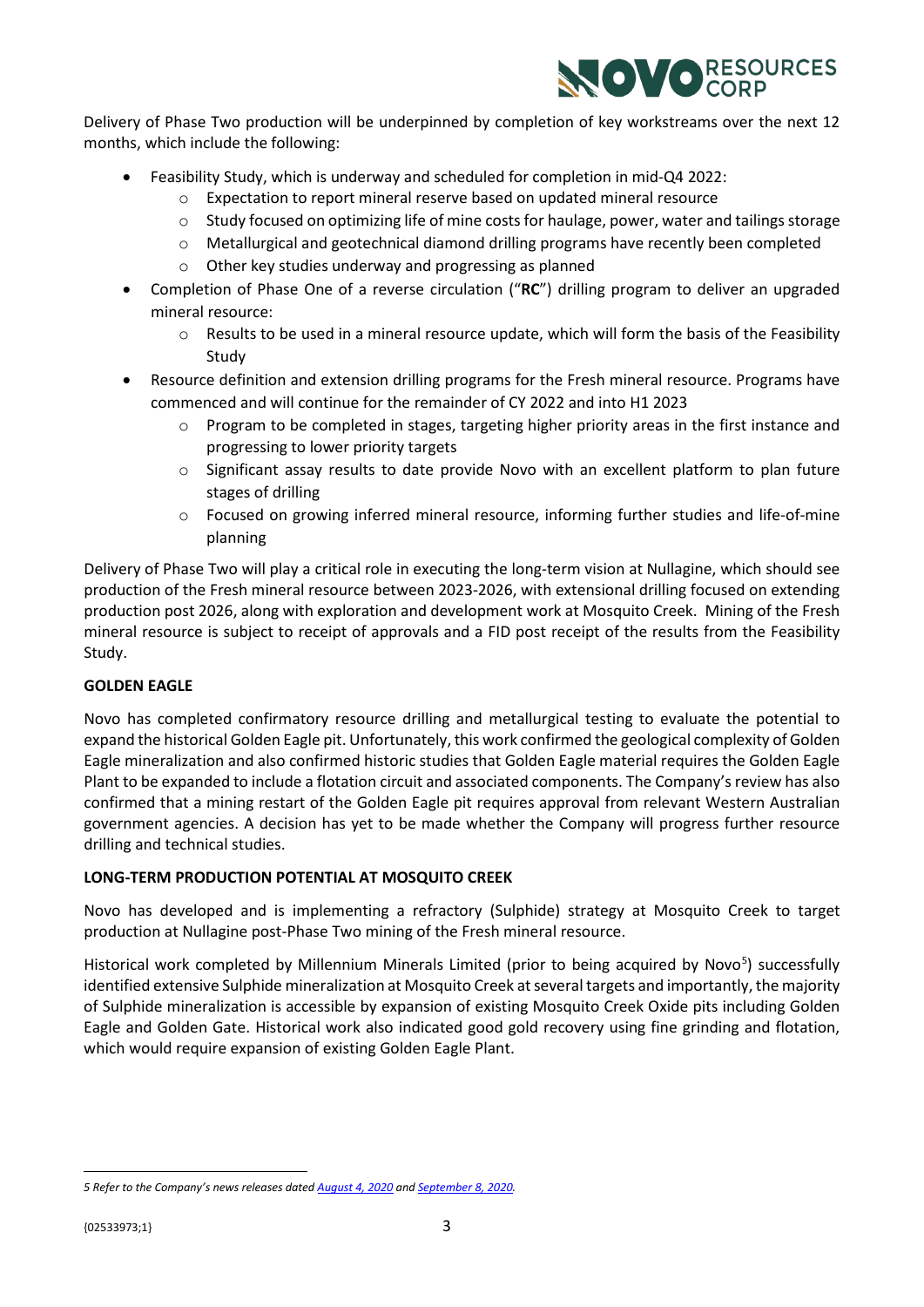Delivery of Phase Two production will be underpinned by completion of key workstreams over the next 12 months, which include the following:

- Feasibility Study, which is underway and scheduled for completion in mid-Q4 2022:
  - Expectation to report mineral reserve based on updated mineral resource
  - Study focused on optimizing life of mine costs for haulage, power, water and tailings storage
  - Metallurgical and geotechnical diamond drilling programs have recently been completed
  - Other key studies underway and progressing as planned
- Completion of Phase One of a reverse circulation ("**RC**") drilling program to deliver an upgraded mineral resource:
  - Results to be used in a mineral resource update, which will form the basis of the Feasibility Study
- Resource definition and extension drilling programs for the Fresh mineral resource. Programs have commenced and will continue for the remainder of CY 2022 and into H1 2023
  - Program to be completed in stages, targeting higher priority areas in the first instance and progressing to lower priority targets
  - Significant assay results to date provide Novo with an excellent platform to plan future stages of drilling
  - Focused on growing inferred mineral resource, informing further studies and life-of-mine planning

Delivery of Phase Two will play a critical role in executing the long-term vision at Nullagine, which should see production of the Fresh mineral resource between 2023-2026, with extensional drilling focused on extending production post 2026, along with exploration and development work at Mosquito Creek. Mining of the Fresh mineral resource is subject to receipt of approvals and a FID post receipt of the results from the Feasibility Study.

**GOLDEN EAGLE**

Novo has completed confirmatory resource drilling and metallurgical testing to evaluate the potential to expand the historical Golden Eagle pit. Unfortunately, this work confirmed the geological complexity of Golden Eagle mineralization and also confirmed historic studies that Golden Eagle material requires the Golden Eagle Plant to be expanded to include a flotation circuit and associated components. The Company's review has also confirmed that a mining restart of the Golden Eagle pit requires approval from relevant Western Australian government agencies. A decision has yet to be made whether the Company will progress further resource drilling and technical studies.

**LONG-TERM PRODUCTION POTENTIAL AT MOSQUITO CREEK**

Novo has developed and is implementing a refractory (Sulphide) strategy at Mosquito Creek to target production at Nullagine post-Phase Two mining of the Fresh mineral resource.

Historical work completed by Millennium Minerals Limited (prior to being acquired by Novo[5]) successfully identified extensive Sulphide mineralization at Mosquito Creek at several targets and importantly, the majority of Sulphide mineralization is accessible by expansion of existing Mosquito Creek Oxide pits including Golden Eagle and Golden Gate. Historical work also indicated good gold recovery using fine grinding and flotation, which would require expansion of existing Golden Eagle Plant.

---

*5 Refer to the Company's news releases dated August 4, 2020 and September 8, 2020.*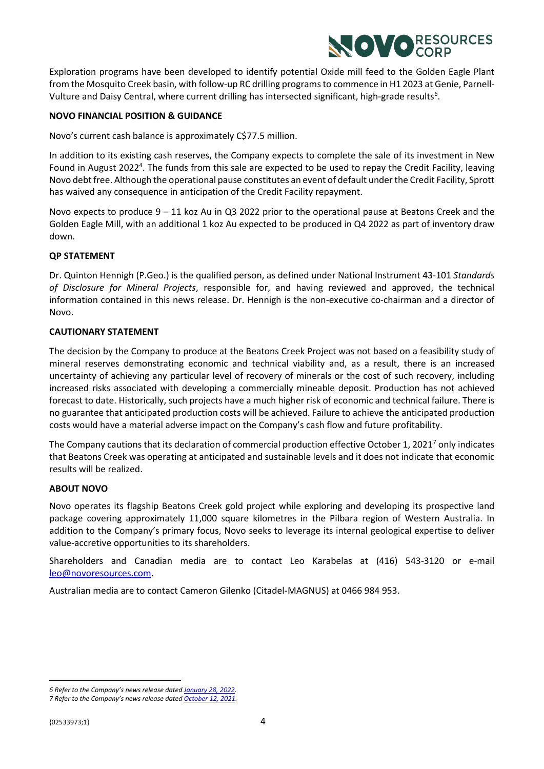Exploration programs have been developed to identify potential Oxide mill feed to the Golden Eagle Plant from the Mosquito Creek basin, with follow-up RC drilling programs to commence in H1 2023 at Genie, Parnell-Vulture and Daisy Central, where current drilling has intersected significant, high-grade results[6].

**NOVO FINANCIAL POSITION & GUIDANCE**

Novo's current cash balance is approximately C$77.5 million.

In addition to its existing cash reserves, the Company expects to complete the sale of its investment in New Found in August 2022[4]. The funds from this sale are expected to be used to repay the Credit Facility, leaving Novo debt free. Although the operational pause constitutes an event of default under the Credit Facility, Sprott has waived any consequence in anticipation of the Credit Facility repayment.

Novo expects to produce 9 – 11 koz Au in Q3 2022 prior to the operational pause at Beatons Creek and the Golden Eagle Mill, with an additional 1 koz Au expected to be produced in Q4 2022 as part of inventory draw down.

**QP STATEMENT**

Dr. Quinton Hennigh (P.Geo.) is the qualified person, as defined under National Instrument 43-101 *Standards of Disclosure for Mineral Projects*, responsible for, and having reviewed and approved, the technical information contained in this news release. Dr. Hennigh is the non-executive co-chairman and a director of Novo.

**CAUTIONARY STATEMENT**

The decision by the Company to produce at the Beatons Creek Project was not based on a feasibility study of mineral reserves demonstrating economic and technical viability and, as a result, there is an increased uncertainty of achieving any particular level of recovery of minerals or the cost of such recovery, including increased risks associated with developing a commercially mineable deposit. Production has not achieved forecast to date. Historically, such projects have a much higher risk of economic and technical failure. There is no guarantee that anticipated production costs will be achieved. Failure to achieve the anticipated production costs would have a material adverse impact on the Company's cash flow and future profitability.

The Company cautions that its declaration of commercial production effective October 1, 2021[7] only indicates that Beatons Creek was operating at anticipated and sustainable levels and it does not indicate that economic results will be realized.

**ABOUT NOVO**

Novo operates its flagship Beatons Creek gold project while exploring and developing its prospective land package covering approximately 11,000 square kilometres in the Pilbara region of Western Australia. In addition to the Company's primary focus, Novo seeks to leverage its internal geological expertise to deliver value-accretive opportunities to its shareholders.

Shareholders and Canadian media are to contact Leo Karabelas at (416) 543-3120 or e-mail leo@novoresources.com.

Australian media are to contact Cameron Gilenko (Citadel-MAGNUS) at 0466 984 953.

*6 Refer to the Company's news release dated January 28, 2022.*
*7 Refer to the Company's news release dated October 12, 2021.*

{02533973;1}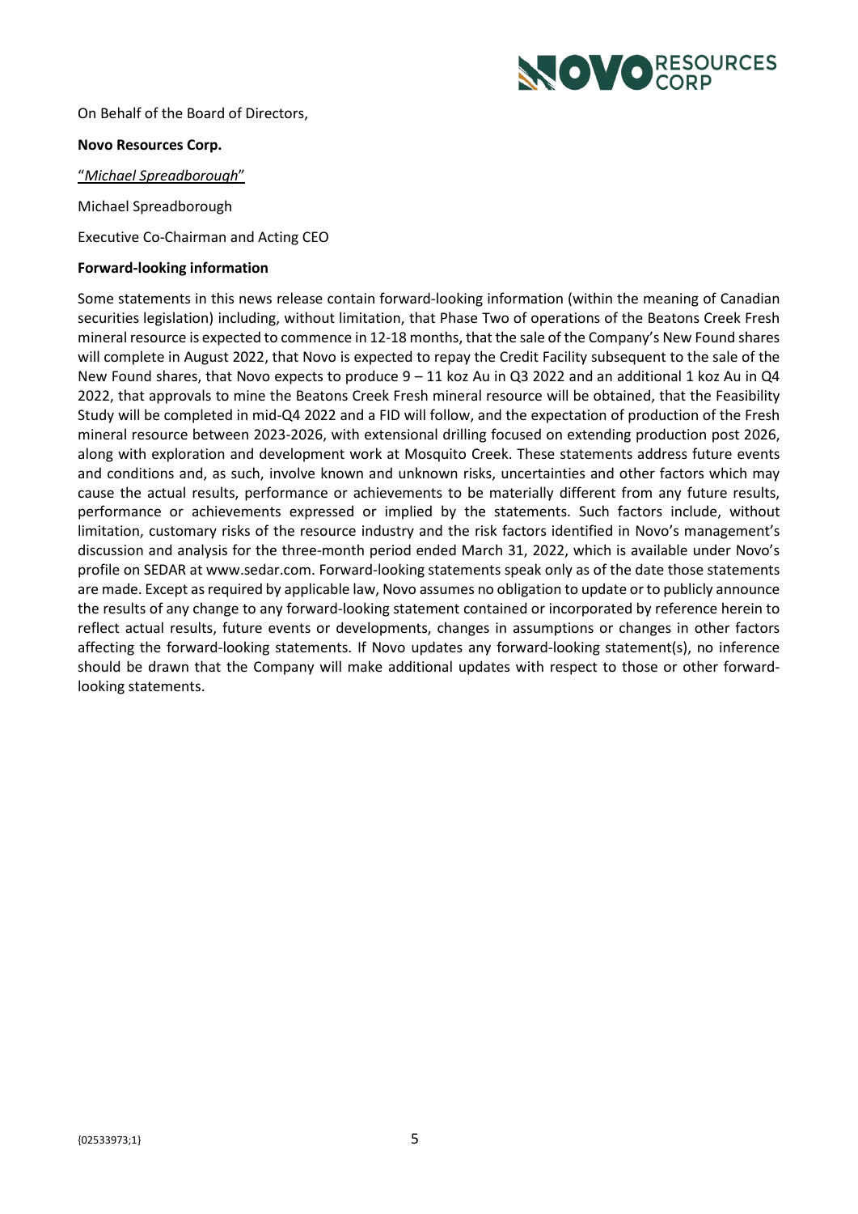On Behalf of the Board of Directors,

**Novo Resources Corp.**

"*Michael Spreadborough*"

Michael Spreadborough

Executive Co-Chairman and Acting CEO

**Forward-looking information**

Some statements in this news release contain forward-looking information (within the meaning of Canadian securities legislation) including, without limitation, that Phase Two of operations of the Beatons Creek Fresh mineral resource is expected to commence in 12-18 months, that the sale of the Company's New Found shares will complete in August 2022, that Novo is expected to repay the Credit Facility subsequent to the sale of the New Found shares, that Novo expects to produce 9 – 11 koz Au in Q3 2022 and an additional 1 koz Au in Q4 2022, that approvals to mine the Beatons Creek Fresh mineral resource will be obtained, that the Feasibility Study will be completed in mid-Q4 2022 and a FID will follow, and the expectation of production of the Fresh mineral resource between 2023-2026, with extensional drilling focused on extending production post 2026, along with exploration and development work at Mosquito Creek. These statements address future events and conditions and, as such, involve known and unknown risks, uncertainties and other factors which may cause the actual results, performance or achievements to be materially different from any future results, performance or achievements expressed or implied by the statements. Such factors include, without limitation, customary risks of the resource industry and the risk factors identified in Novo's management's discussion and analysis for the three-month period ended March 31, 2022, which is available under Novo's profile on SEDAR at www.sedar.com. Forward-looking statements speak only as of the date those statements are made. Except as required by applicable law, Novo assumes no obligation to update or to publicly announce the results of any change to any forward-looking statement contained or incorporated by reference herein to reflect actual results, future events or developments, changes in assumptions or changes in other factors affecting the forward-looking statements. If Novo updates any forward-looking statement(s), no inference should be drawn that the Company will make additional updates with respect to those or other forward-looking statements.